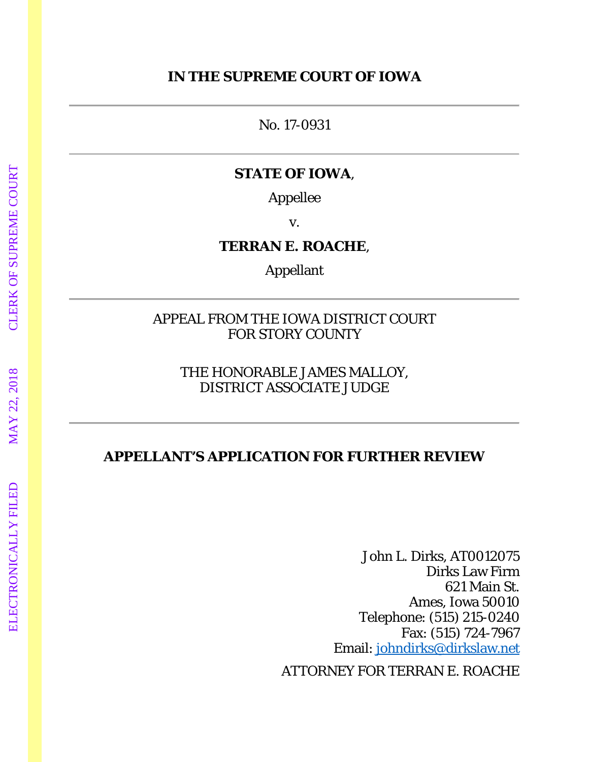**IN THE SUPREME COURT OF IOWA**

---

No. 17-0931

---

**STATE OF IOWA**,

Appellee

v.

**TERRAN E. ROACHE**,

Appellant

---

APPEAL FROM THE IOWA DISTRICT COURT
FOR STORY COUNTY

THE HONORABLE JAMES MALLOY,
DISTRICT ASSOCIATE JUDGE

---

**APPELLANT'S APPLICATION FOR FURTHER REVIEW**

John L. Dirks, AT0012075
Dirks Law Firm
621 Main St.
Ames, Iowa 50010
Telephone: (515) 215-0240
Fax: (515) 724-7967
Email: johndirks@dirkslaw.net

ATTORNEY FOR TERRAN E. ROACHE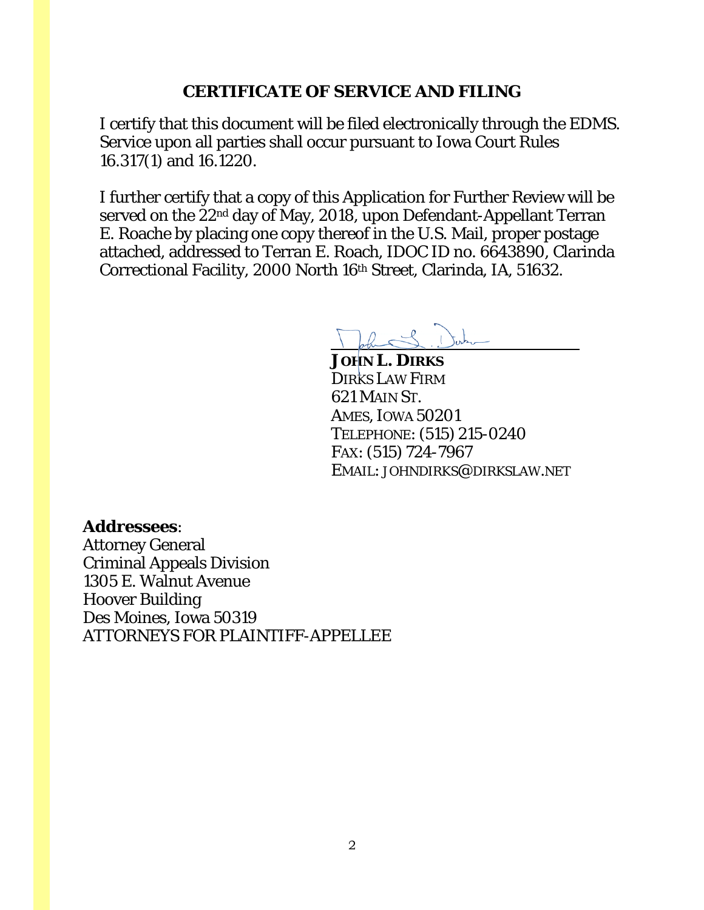## CERTIFICATE OF SERVICE AND FILING

I certify that this document will be filed electronically through the EDMS. Service upon all parties shall occur pursuant to Iowa Court Rules 16.317(1) and 16.1220.

I further certify that a copy of this Application for Further Review will be served on the 22nd day of May, 2018, upon Defendant-Appellant Terran E. Roache by placing one copy thereof in the U.S. Mail, proper postage attached, addressed to Terran E. Roach, IDOC ID no. 6643890, Clarinda Correctional Facility, 2000 North 16th Street, Clarinda, IA, 51632.

**JOHN L. DIRKS**
DIRKS LAW FIRM
621 MAIN ST.
AMES, IOWA 50201
TELEPHONE: (515) 215-0240
FAX: (515) 724-7967
EMAIL: JOHNDIRKS@DIRKSLAW.NET

**Addressees**:
Attorney General
Criminal Appeals Division
1305 E. Walnut Avenue
Hoover Building
Des Moines, Iowa 50319
ATTORNEYS FOR PLAINTIFF-APPELLEE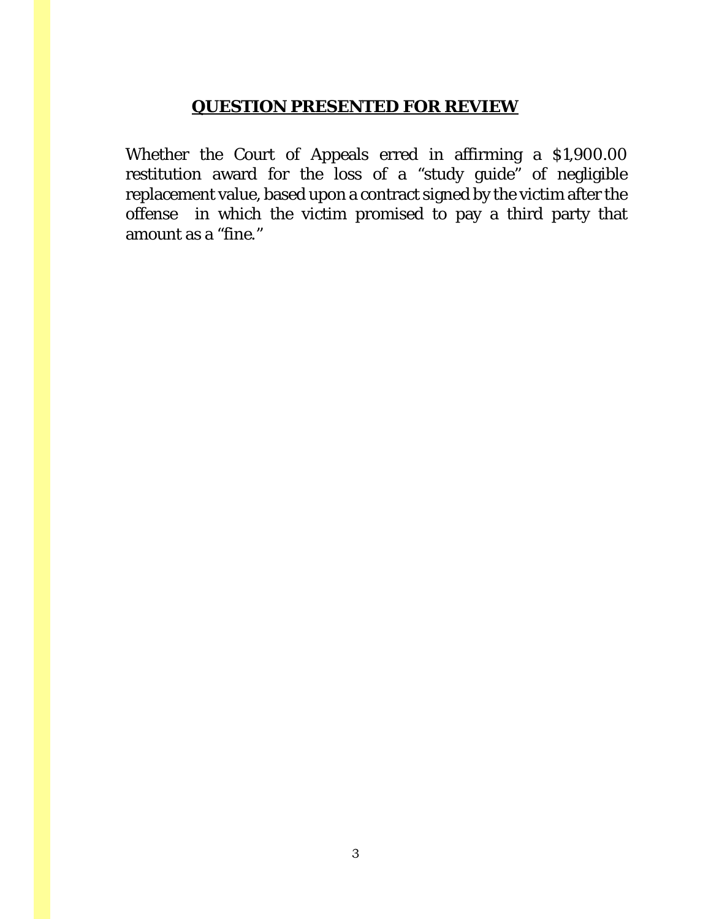## **QUESTION PRESENTED FOR REVIEW**

Whether the Court of Appeals erred in affirming a $1,900.00 restitution award for the loss of a "study guide" of negligible replacement value, based upon a contract signed by the victim after the offense in which the victim promised to pay a third party that amount as a "fine."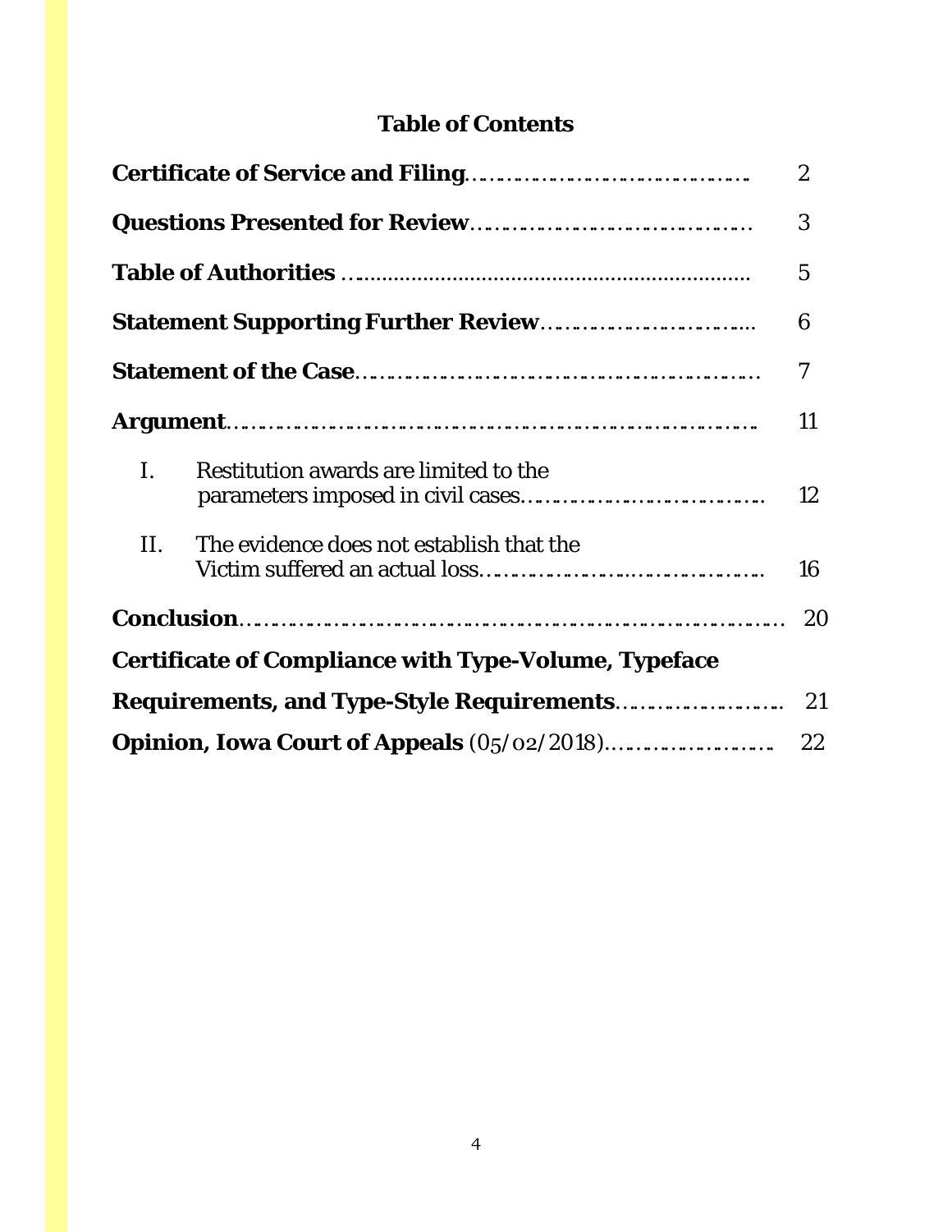## Table of Contents

| | |
|---|---|
| **Certificate of Service and Filing** | 2 |
| **Questions Presented for Review** | 3 |
| **Table of Authorities** | 5 |
| **Statement Supporting Further Review** | 6 |
| **Statement of the Case** | 7 |
| **Argument** | 11 |
| I. Restitution awards are limited to the parameters imposed in civil cases | 12 |
| II. The evidence does not establish that the Victim suffered an actual loss | 16 |
| **Conclusion** | 20 |
| **Certificate of Compliance with Type-Volume, Typeface Requirements, and Type-Style Requirements** | 21 |
| **Opinion, Iowa Court of Appeals** (05/02/2018) | 22 |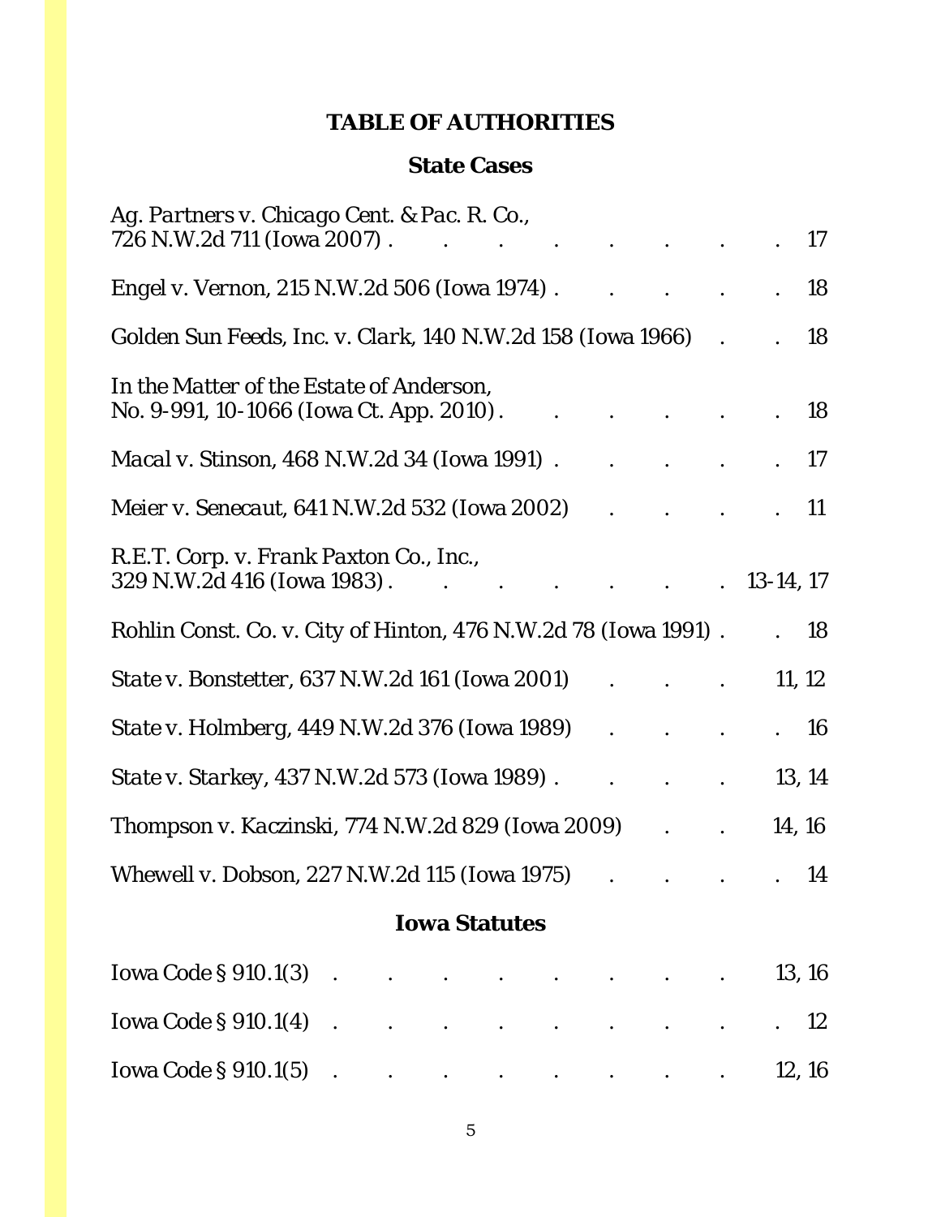# TABLE OF AUTHORITIES

## State Cases

*Ag. Partners v. Chicago Cent. & Pac. R. Co.*, 726 N.W.2d 711 (Iowa 2007) . . . . . . . . 17

*Engel v. Vernon*, 215 N.W.2d 506 (Iowa 1974) . . . . . . 18

*Golden Sun Feeds, Inc. v. Clark*, 140 N.W.2d 158 (Iowa 1966) . . 18

*In the Matter of the Estate of Anderson*, No. 9-991, 10-1066 (Iowa Ct. App. 2010) . . . . . . 18

*Macal v. Stinson*, 468 N.W.2d 34 (Iowa 1991) . . . . . 17

*Meier v. Senecaut*, 641 N.W.2d 532 (Iowa 2002) . . . . 11

*R.E.T. Corp. v. Frank Paxton Co., Inc.*, 329 N.W.2d 416 (Iowa 1983) . . . . . . . 13-14, 17

*Rohlin Const. Co. v. City of Hinton*, 476 N.W.2d 78 (Iowa 1991) . . 18

*State v. Bonstetter*, 637 N.W.2d 161 (Iowa 2001) . . . 11, 12

*State v. Holmberg*, 449 N.W.2d 376 (Iowa 1989) . . . . 16

*State v. Starkey*, 437 N.W.2d 573 (Iowa 1989) . . . . 13, 14

*Thompson v. Kaczinski*, 774 N.W.2d 829 (Iowa 2009) . . 14, 16

*Whewell v. Dobson*, 227 N.W.2d 115 (Iowa 1975) . . . . 14

## Iowa Statutes

Iowa Code § 910.1(3) . . . . . . . . 13, 16

Iowa Code § 910.1(4) . . . . . . . . . 12

Iowa Code § 910.1(5) . . . . . . . . 12, 16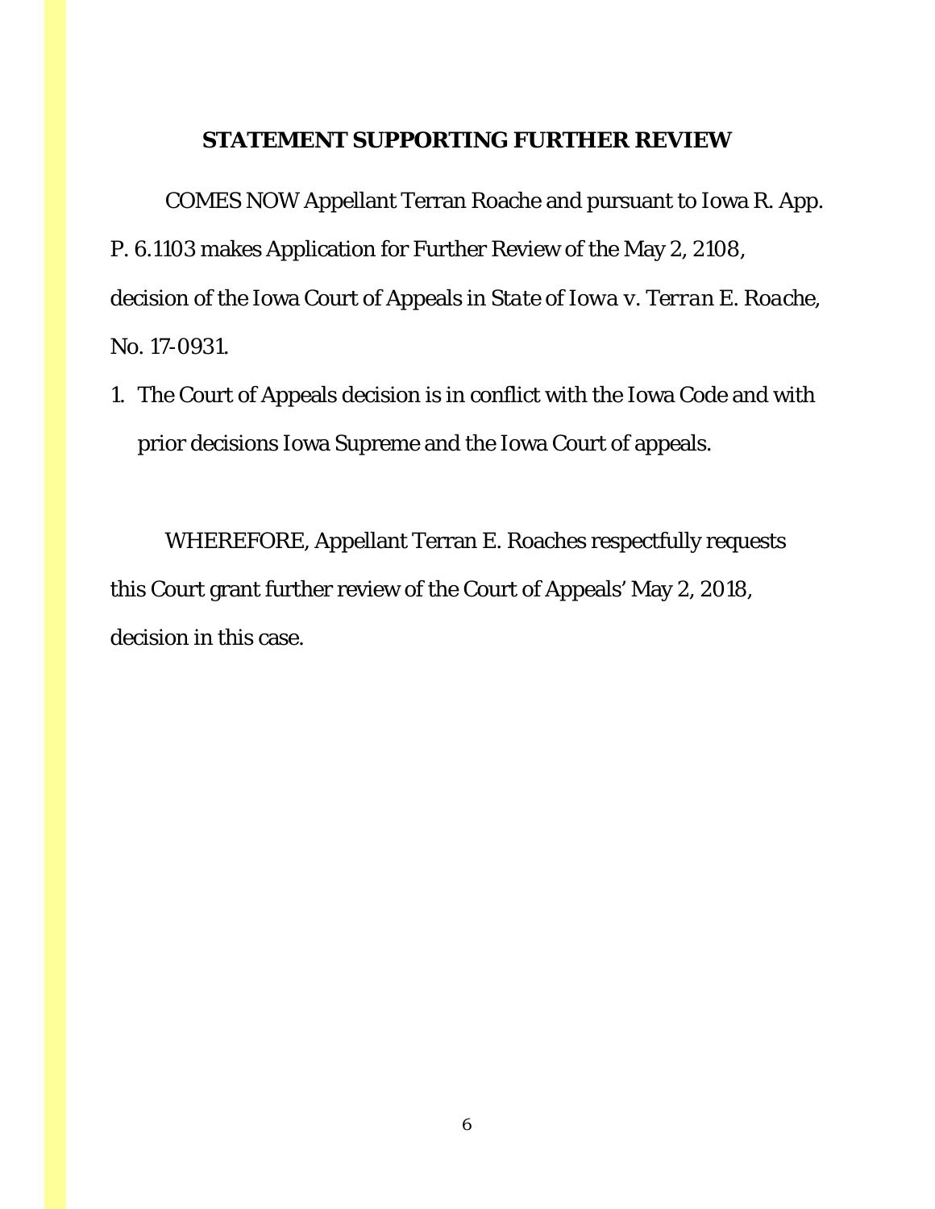## STATEMENT SUPPORTING FURTHER REVIEW

COMES NOW Appellant Terran Roache and pursuant to Iowa R. App. P. 6.1103 makes Application for Further Review of the May 2, 2108, decision of the Iowa Court of Appeals in *State of Iowa v. Terran E. Roache*, No. 17-0931.

1. The Court of Appeals decision is in conflict with the Iowa Code and with prior decisions Iowa Supreme and the Iowa Court of appeals.

WHEREFORE, Appellant Terran E. Roaches respectfully requests this Court grant further review of the Court of Appeals' May 2, 2018, decision in this case.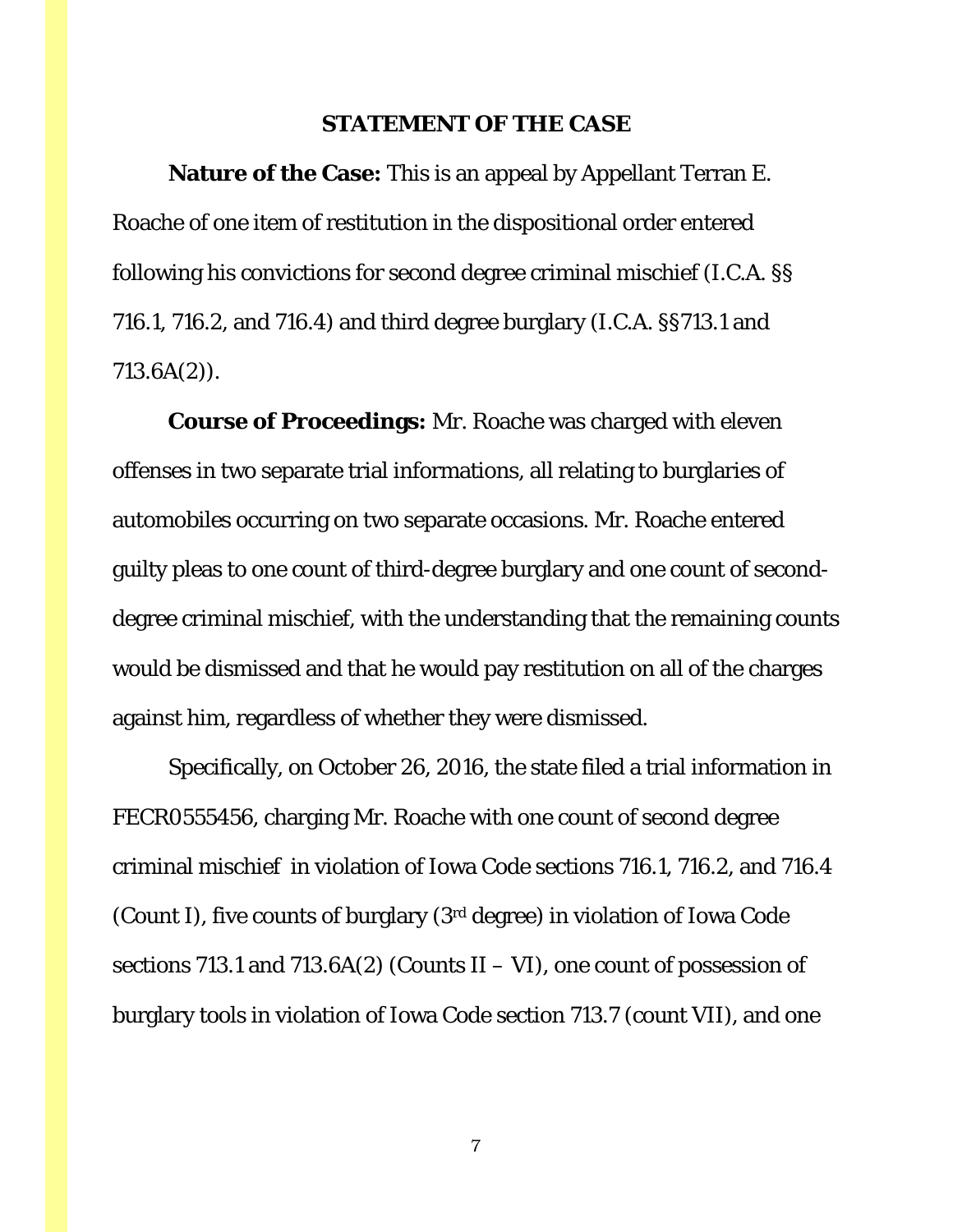## STATEMENT OF THE CASE

**Nature of the Case:** This is an appeal by Appellant Terran E. Roache of one item of restitution in the dispositional order entered following his convictions for second degree criminal mischief (I.C.A. §§ 716.1, 716.2, and 716.4) and third degree burglary (I.C.A. §§713.1 and 713.6A(2)).

**Course of Proceedings:** Mr. Roache was charged with eleven offenses in two separate trial informations, all relating to burglaries of automobiles occurring on two separate occasions. Mr. Roache entered guilty pleas to one count of third-degree burglary and one count of second-degree criminal mischief, with the understanding that the remaining counts would be dismissed and that he would pay restitution on all of the charges against him, regardless of whether they were dismissed.

Specifically, on October 26, 2016, the state filed a trial information in FECR0555456, charging Mr. Roache with one count of second degree criminal mischief in violation of Iowa Code sections 716.1, 716.2, and 716.4 (Count I), five counts of burglary (3rd degree) in violation of Iowa Code sections 713.1 and 713.6A(2) (Counts II – VI), one count of possession of burglary tools in violation of Iowa Code section 713.7 (count VII), and one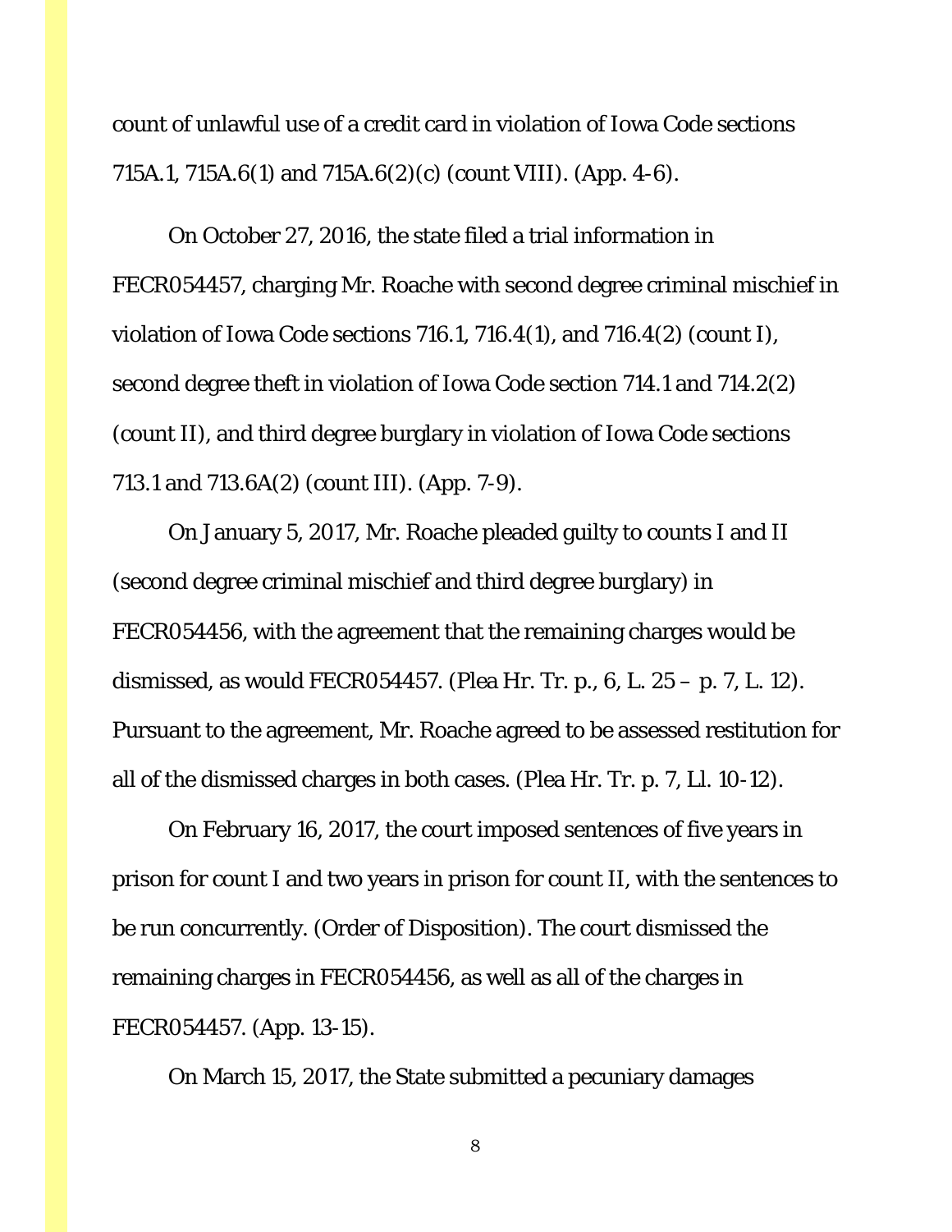count of unlawful use of a credit card in violation of Iowa Code sections 715A.1, 715A.6(1) and 715A.6(2)(c) (count VIII). (App. 4-6).

On October 27, 2016, the state filed a trial information in FECR054457, charging Mr. Roache with second degree criminal mischief in violation of Iowa Code sections 716.1, 716.4(1), and 716.4(2) (count I), second degree theft in violation of Iowa Code section 714.1 and 714.2(2) (count II), and third degree burglary in violation of Iowa Code sections 713.1 and 713.6A(2) (count III). (App. 7-9).

On January 5, 2017, Mr. Roache pleaded guilty to counts I and II (second degree criminal mischief and third degree burglary) in FECR054456, with the agreement that the remaining charges would be dismissed, as would FECR054457. (Plea Hr. Tr. p., 6, L. 25 – p. 7, L. 12). Pursuant to the agreement, Mr. Roache agreed to be assessed restitution for all of the dismissed charges in both cases. (Plea Hr. Tr. p. 7, Ll. 10-12).

On February 16, 2017, the court imposed sentences of five years in prison for count I and two years in prison for count II, with the sentences to be run concurrently. (Order of Disposition). The court dismissed the remaining charges in FECR054456, as well as all of the charges in FECR054457. (App. 13-15).

On March 15, 2017, the State submitted a pecuniary damages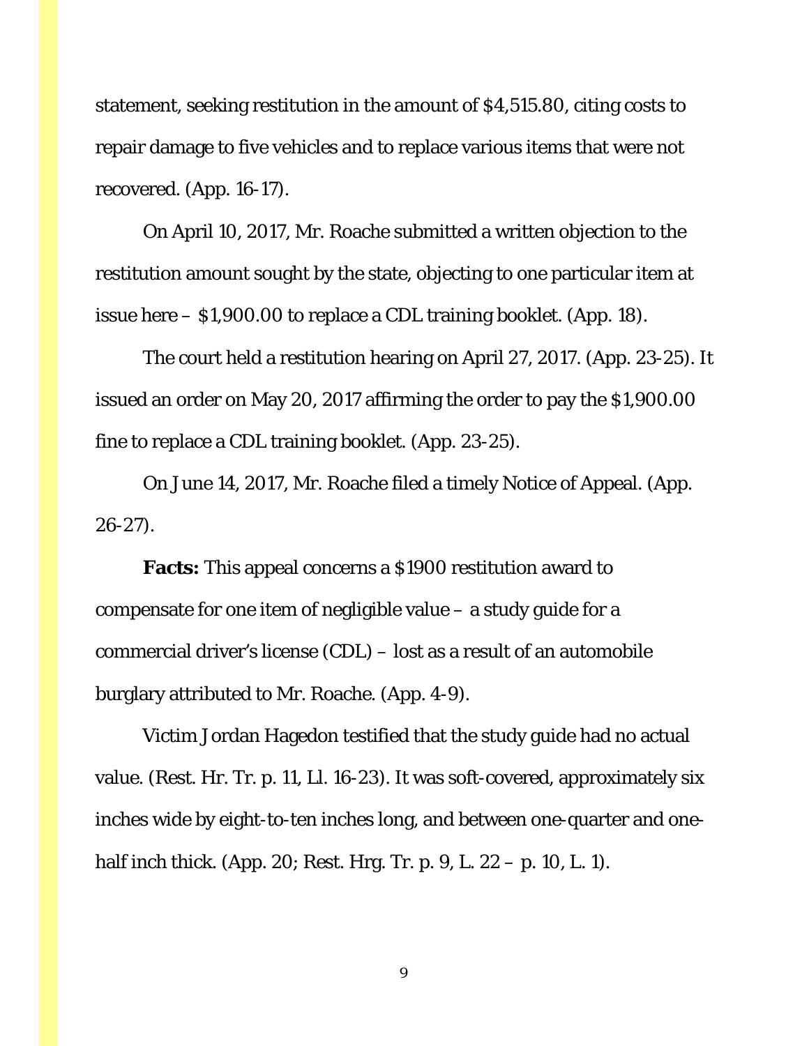statement, seeking restitution in the amount of $4,515.80, citing costs to repair damage to five vehicles and to replace various items that were not recovered. (App. 16-17).

On April 10, 2017, Mr. Roache submitted a written objection to the restitution amount sought by the state, objecting to one particular item at issue here – $1,900.00 to replace a CDL training booklet. (App. 18).

The court held a restitution hearing on April 27, 2017. (App. 23-25). It issued an order on May 20, 2017 affirming the order to pay the $1,900.00 fine to replace a CDL training booklet. (App. 23-25).

On June 14, 2017, Mr. Roache filed a timely Notice of Appeal. (App. 26-27).

**Facts:** This appeal concerns a $1900 restitution award to compensate for one item of negligible value – a study guide for a commercial driver's license (CDL) – lost as a result of an automobile burglary attributed to Mr. Roache. (App. 4-9).

Victim Jordan Hagedon testified that the study guide had no actual value. (Rest. Hr. Tr. p. 11, Ll. 16-23). It was soft-covered, approximately six inches wide by eight-to-ten inches long, and between one-quarter and one-half inch thick. (App. 20; Rest. Hrg. Tr. p. 9, L. 22 – p. 10, L. 1).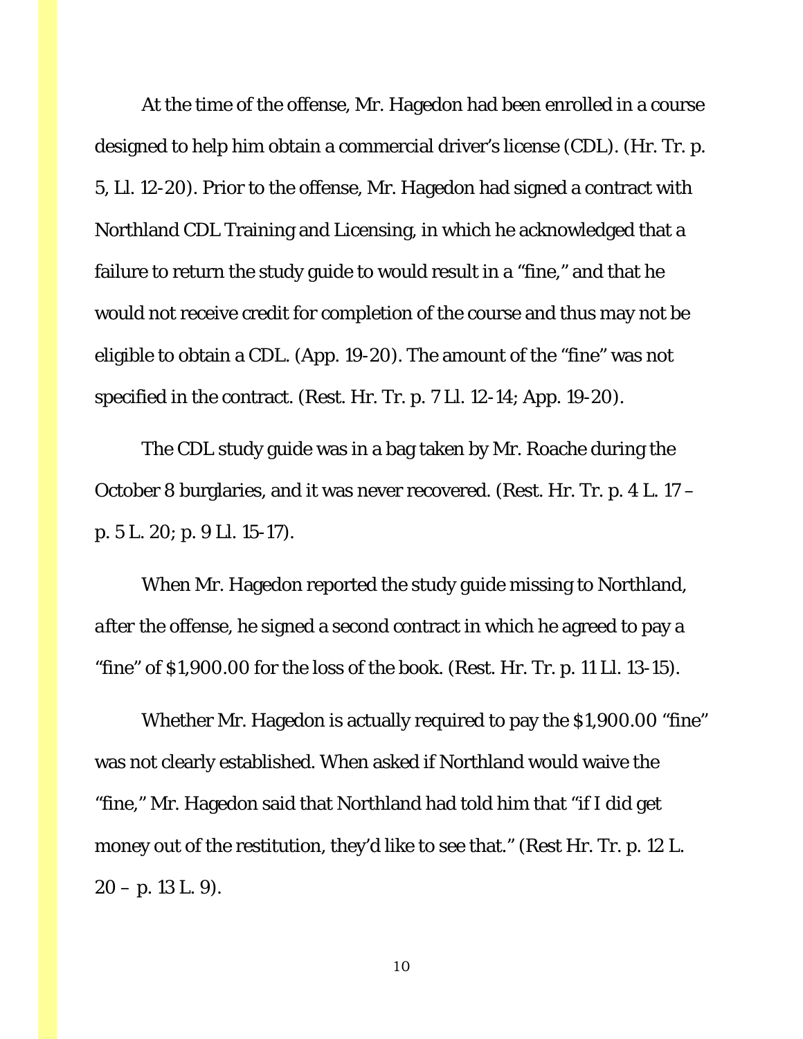At the time of the offense, Mr. Hagedon had been enrolled in a course designed to help him obtain a commercial driver's license (CDL). (Hr. Tr. p. 5, Ll. 12-20). Prior to the offense, Mr. Hagedon had signed a contract with Northland CDL Training and Licensing, in which he acknowledged that a failure to return the study guide to would result in a "fine," and that he would not receive credit for completion of the course and thus may not be eligible to obtain a CDL. (App. 19-20). The amount of the "fine" was not specified in the contract. (Rest. Hr. Tr. p. 7 Ll. 12-14; App. 19-20).

The CDL study guide was in a bag taken by Mr. Roache during the October 8 burglaries, and it was never recovered. (Rest. Hr. Tr. p. 4 L. 17 – p. 5 L. 20; p. 9 Ll. 15-17).

When Mr. Hagedon reported the study guide missing to Northland, *after* the offense, he signed a second contract in which he agreed to pay a "fine" of $1,900.00 for the loss of the book. (Rest. Hr. Tr. p. 11 Ll. 13-15).

Whether Mr. Hagedon is actually required to pay the $1,900.00 "fine" was not clearly established. When asked if Northland would waive the "fine," Mr. Hagedon said that Northland had told him that "if I did get money out of the restitution, they'd like to see that." (Rest Hr. Tr. p. 12 L. 20 – p. 13 L. 9).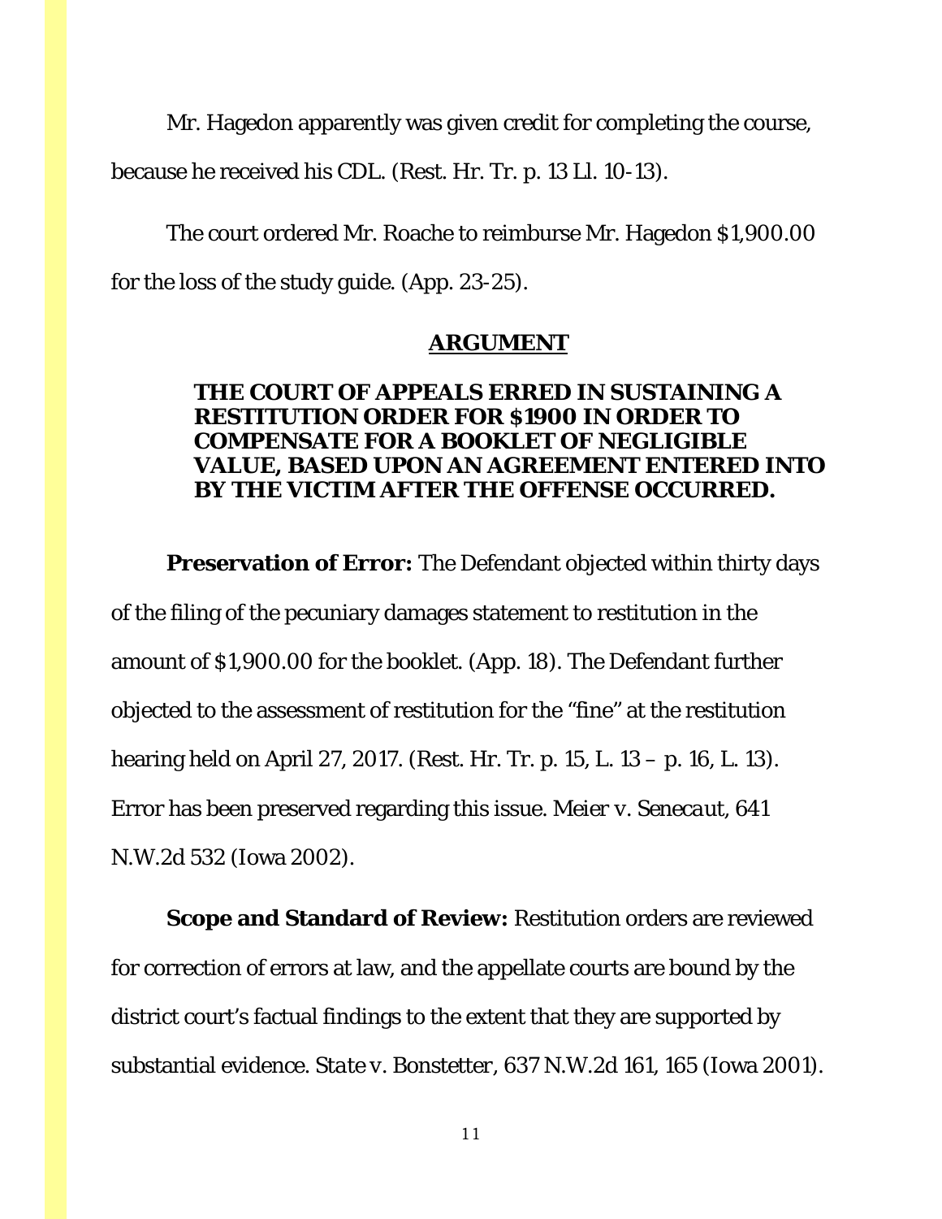Mr. Hagedon apparently was given credit for completing the course, because he received his CDL. (Rest. Hr. Tr. p. 13 Ll. 10-13).

The court ordered Mr. Roache to reimburse Mr. Hagedon $1,900.00 for the loss of the study guide. (App. 23-25).

## ARGUMENT

### THE COURT OF APPEALS ERRED IN SUSTAINING A RESTITUTION ORDER FOR $1900 IN ORDER TO COMPENSATE FOR A BOOKLET OF NEGLIGIBLE VALUE, BASED UPON AN AGREEMENT ENTERED INTO BY THE VICTIM AFTER THE OFFENSE OCCURRED.

**Preservation of Error:** The Defendant objected within thirty days of the filing of the pecuniary damages statement to restitution in the amount of $1,900.00 for the booklet. (App. 18). The Defendant further objected to the assessment of restitution for the "fine" at the restitution hearing held on April 27, 2017. (Rest. Hr. Tr. p. 15, L. 13 – p. 16, L. 13). Error has been preserved regarding this issue. *Meier v. Senecaut*, 641 N.W.2d 532 (Iowa 2002).

**Scope and Standard of Review:** Restitution orders are reviewed for correction of errors at law, and the appellate courts are bound by the district court's factual findings to the extent that they are supported by substantial evidence. *State v. Bonstetter*, 637 N.W.2d 161, 165 (Iowa 2001).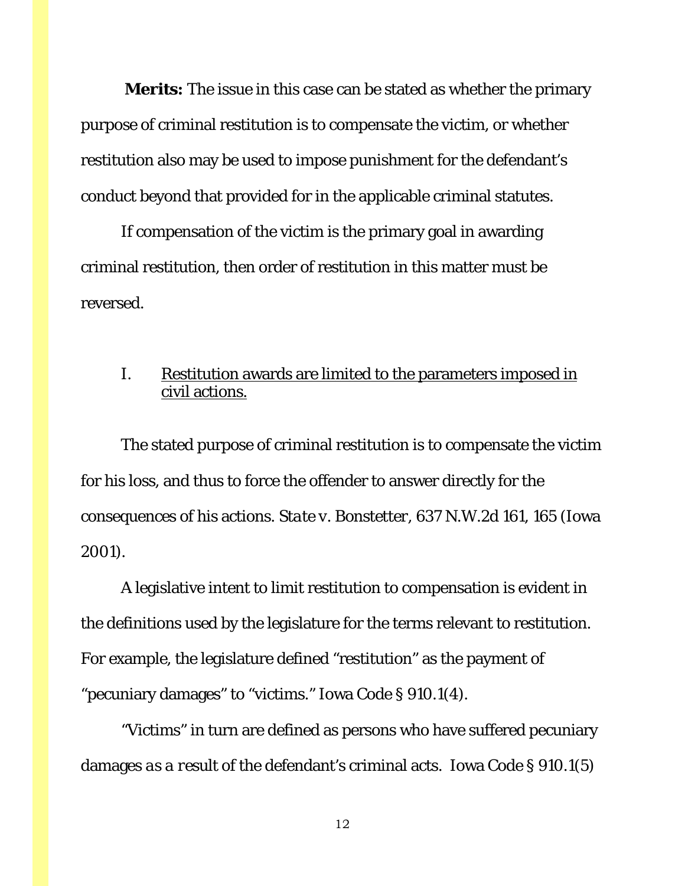**Merits:** The issue in this case can be stated as whether the primary purpose of criminal restitution is to compensate the victim, or whether restitution also may be used to impose punishment for the defendant's conduct beyond that provided for in the applicable criminal statutes.

If compensation of the victim is the primary goal in awarding criminal restitution, then order of restitution in this matter must be reversed.

## I. Restitution awards are limited to the parameters imposed in civil actions.

The stated purpose of criminal restitution is to compensate the victim for his loss, and thus to force the offender to answer directly for the consequences of his actions. *State v. Bonstetter*, 637 N.W.2d 161, 165 (Iowa 2001).

A legislative intent to limit restitution to compensation is evident in the definitions used by the legislature for the terms relevant to restitution. For example, the legislature defined "restitution" as the payment of "pecuniary damages" to "victims." Iowa Code § 910.1(4).

"Victims" in turn are defined as persons who have suffered pecuniary damages *as a result* of the defendant's criminal acts. Iowa Code § 910.1(5)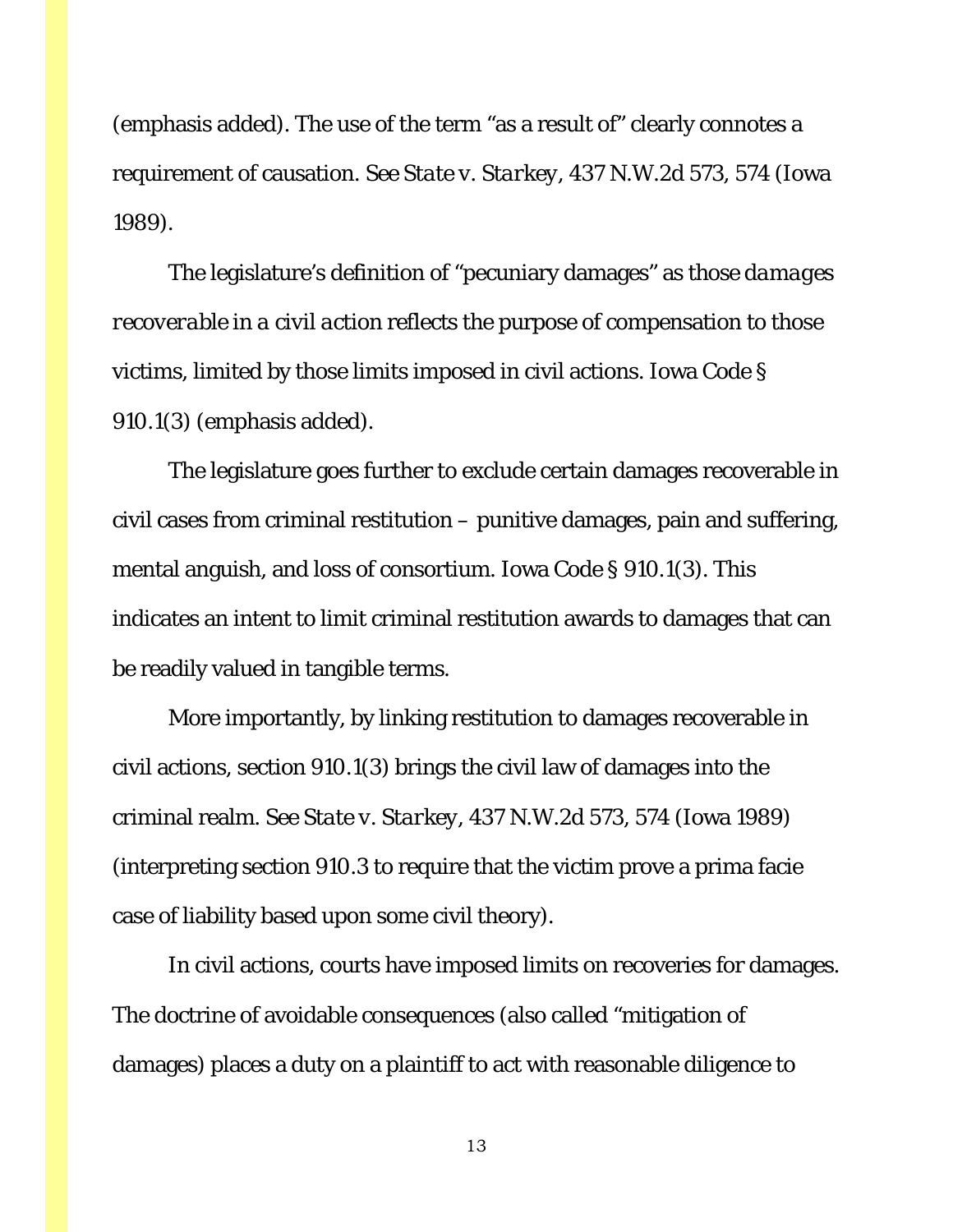(emphasis added). The use of the term "as a result of" clearly connotes a requirement of causation. *See State v. Starkey*, 437 N.W.2d 573, 574 (Iowa 1989).

The legislature's definition of "pecuniary damages" as those *damages recoverable in a civil action* reflects the purpose of compensation to those victims, limited by those limits imposed in civil actions. Iowa Code § 910.1(3) (emphasis added).

The legislature goes further to exclude certain damages recoverable in civil cases from criminal restitution – punitive damages, pain and suffering, mental anguish, and loss of consortium. Iowa Code § 910.1(3). This indicates an intent to limit criminal restitution awards to damages that can be readily valued in tangible terms.

More importantly, by linking restitution to damages recoverable in civil actions, section 910.1(3) brings the civil law of damages into the criminal realm. *See State v. Starkey*, 437 N.W.2d 573, 574 (Iowa 1989) (interpreting section 910.3 to require that the victim prove a prima facie case of liability based upon some civil theory).

In civil actions, courts have imposed limits on recoveries for damages. The doctrine of avoidable consequences (also called "mitigation of damages) places a duty on a plaintiff to act with reasonable diligence to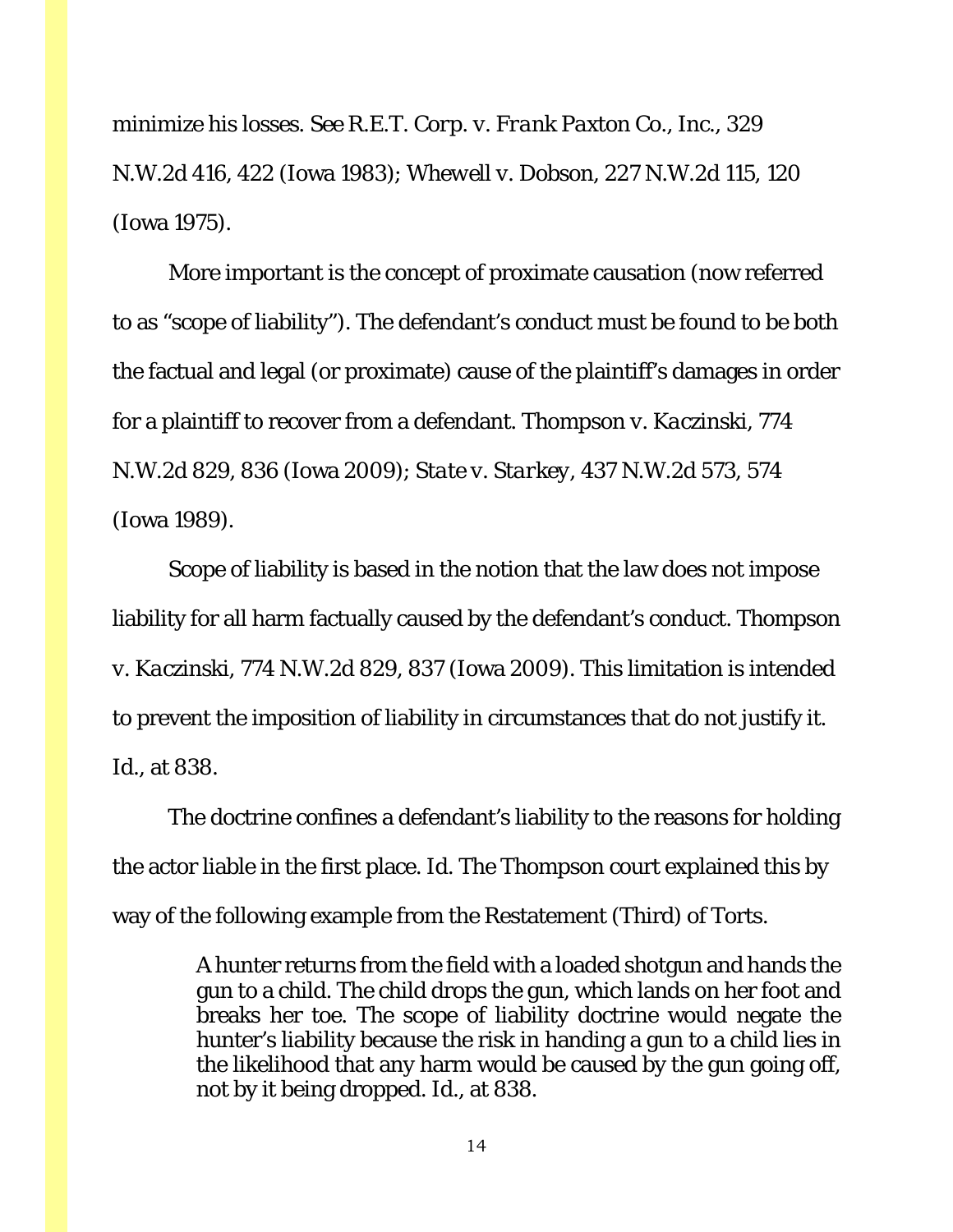minimize his losses. See *R.E.T. Corp. v. Frank Paxton Co., Inc.*, 329 N.W.2d 416, 422 (Iowa 1983); *Whewell v. Dobson*, 227 N.W.2d 115, 120 (Iowa 1975).

More important is the concept of proximate causation (now referred to as "scope of liability"). The defendant's conduct must be found to be both the factual and legal (or proximate) cause of the plaintiff's damages in order for a plaintiff to recover from a defendant. *Thompson v. Kaczinski*, 774 N.W.2d 829, 836 (Iowa 2009); *State v. Starkey*, 437 N.W.2d 573, 574 (Iowa 1989).

Scope of liability is based in the notion that the law does not impose liability for all harm factually caused by the defendant's conduct. *Thompson v. Kaczinski*, 774 N.W.2d 829, 837 (Iowa 2009). This limitation is intended to prevent the imposition of liability in circumstances that do not justify it. *Id.*, at 838.

The doctrine confines a defendant's liability to the reasons for holding the actor liable in the first place. *Id.* The *Thompson* court explained this by way of the following example from the Restatement (Third) of Torts.

> A hunter returns from the field with a loaded shotgun and hands the gun to a child. The child drops the gun, which lands on her foot and breaks her toe. The scope of liability doctrine would negate the hunter's liability because the risk in handing a gun to a child lies in the likelihood that any harm would be caused by the gun going off, not by it being dropped. *Id.*, at 838.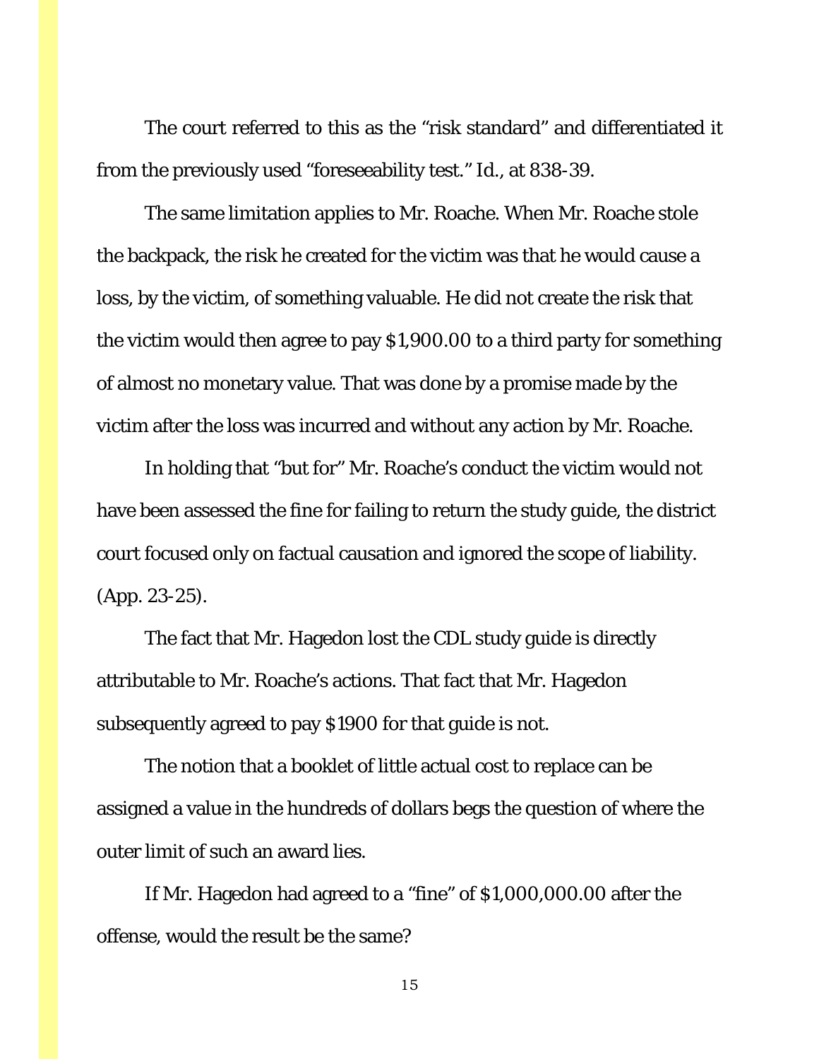The court referred to this as the "risk standard" and differentiated it from the previously used "foreseeability test." Id., at 838-39.

The same limitation applies to Mr. Roache. When Mr. Roache stole the backpack, the risk he created for the victim was that he would cause a loss, by the victim, of something valuable. He did not create the risk that the victim would then agree to pay $1,900.00 to a third party for something of almost no monetary value. That was done by a promise made by the victim after the loss was incurred and without any action by Mr. Roache.

In holding that "but for" Mr. Roache's conduct the victim would not have been assessed the fine for failing to return the study guide, the district court focused only on factual causation and ignored the scope of liability. (App. 23-25).

The fact that Mr. Hagedon lost the CDL study guide is directly attributable to Mr. Roache's actions. That fact that Mr. Hagedon subsequently agreed to pay $1900 for that guide is not.

The notion that a booklet of little actual cost to replace can be assigned a value in the hundreds of dollars begs the question of where the outer limit of such an award lies.

If Mr. Hagedon had agreed to a "fine" of $1,000,000.00 after the offense, would the result be the same?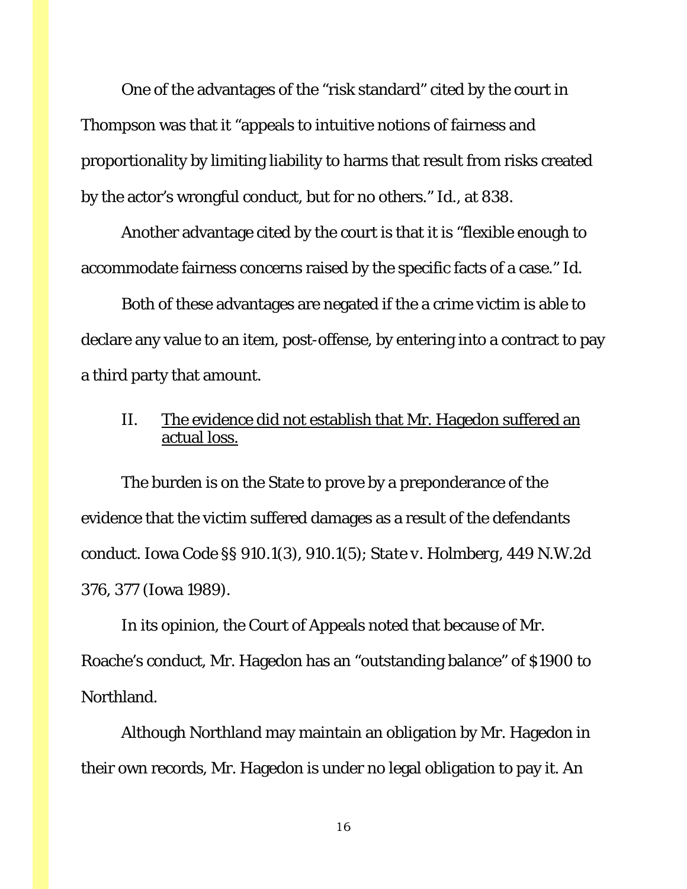One of the advantages of the "risk standard" cited by the court in Thompson was that it "appeals to intuitive notions of fairness and proportionality by limiting liability to harms that result from risks created by the actor's wrongful conduct, but for no others." Id., at 838.

Another advantage cited by the court is that it is "flexible enough to accommodate fairness concerns raised by the specific facts of a case." Id.

Both of these advantages are negated if the a crime victim is able to declare any value to an item, post-offense, by entering into a contract to pay a third party that amount.

## II. <u>The evidence did not establish that Mr. Hagedon suffered an actual loss.</u>

The burden is on the State to prove by a preponderance of the evidence that the victim suffered damages as a result of the defendants conduct. Iowa Code §§ 910.1(3), 910.1(5); *State v. Holmberg*, 449 N.W.2d 376, 377 (Iowa 1989).

In its opinion, the Court of Appeals noted that because of Mr. Roache's conduct, Mr. Hagedon has an "outstanding balance" of $1900 to Northland.

Although Northland may maintain an obligation by Mr. Hagedon in their own records, Mr. Hagedon is under no legal obligation to pay it. An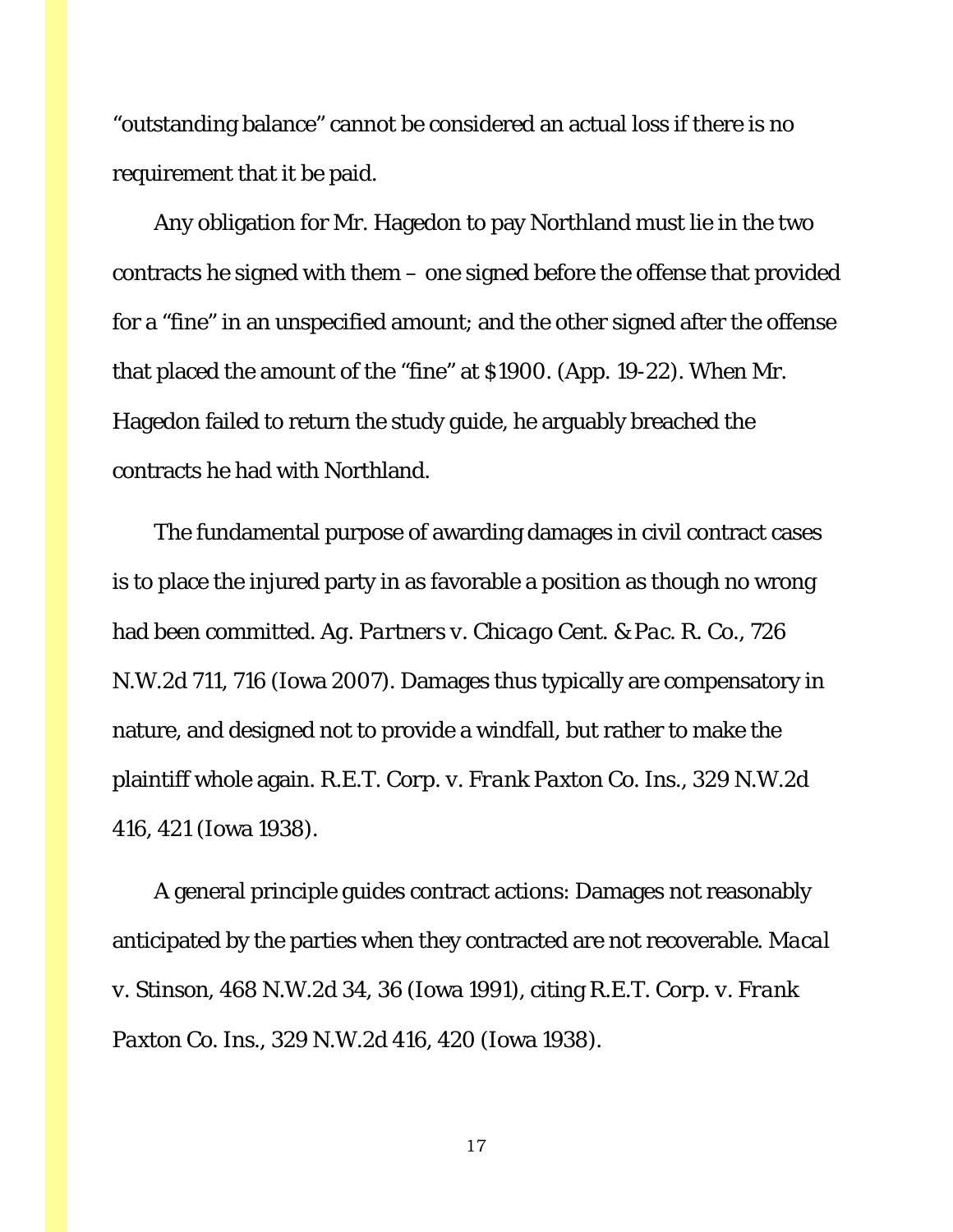"outstanding balance" cannot be considered an actual loss if there is no requirement that it be paid.

Any obligation for Mr. Hagedon to pay Northland must lie in the two contracts he signed with them – one signed before the offense that provided for a "fine" in an unspecified amount; and the other signed after the offense that placed the amount of the "fine" at $1900. (App. 19-22). When Mr. Hagedon failed to return the study guide, he arguably breached the contracts he had with Northland.

The fundamental purpose of awarding damages in civil contract cases is to place the injured party in as favorable a position as though no wrong had been committed. *Ag. Partners v. Chicago Cent. & Pac. R. Co.*, 726 N.W.2d 711, 716 (Iowa 2007). Damages thus typically are compensatory in nature, and designed not to provide a windfall, but rather to make the plaintiff whole again. *R.E.T. Corp. v. Frank Paxton Co. Ins.*, 329 N.W.2d 416, 421 (Iowa 1938).

A general principle guides contract actions: Damages not reasonably anticipated by the parties when they contracted are not recoverable. *Macal v. Stinson*, 468 N.W.2d 34, 36 (Iowa 1991), citing *R.E.T. Corp. v. Frank Paxton Co. Ins.*, 329 N.W.2d 416, 420 (Iowa 1938).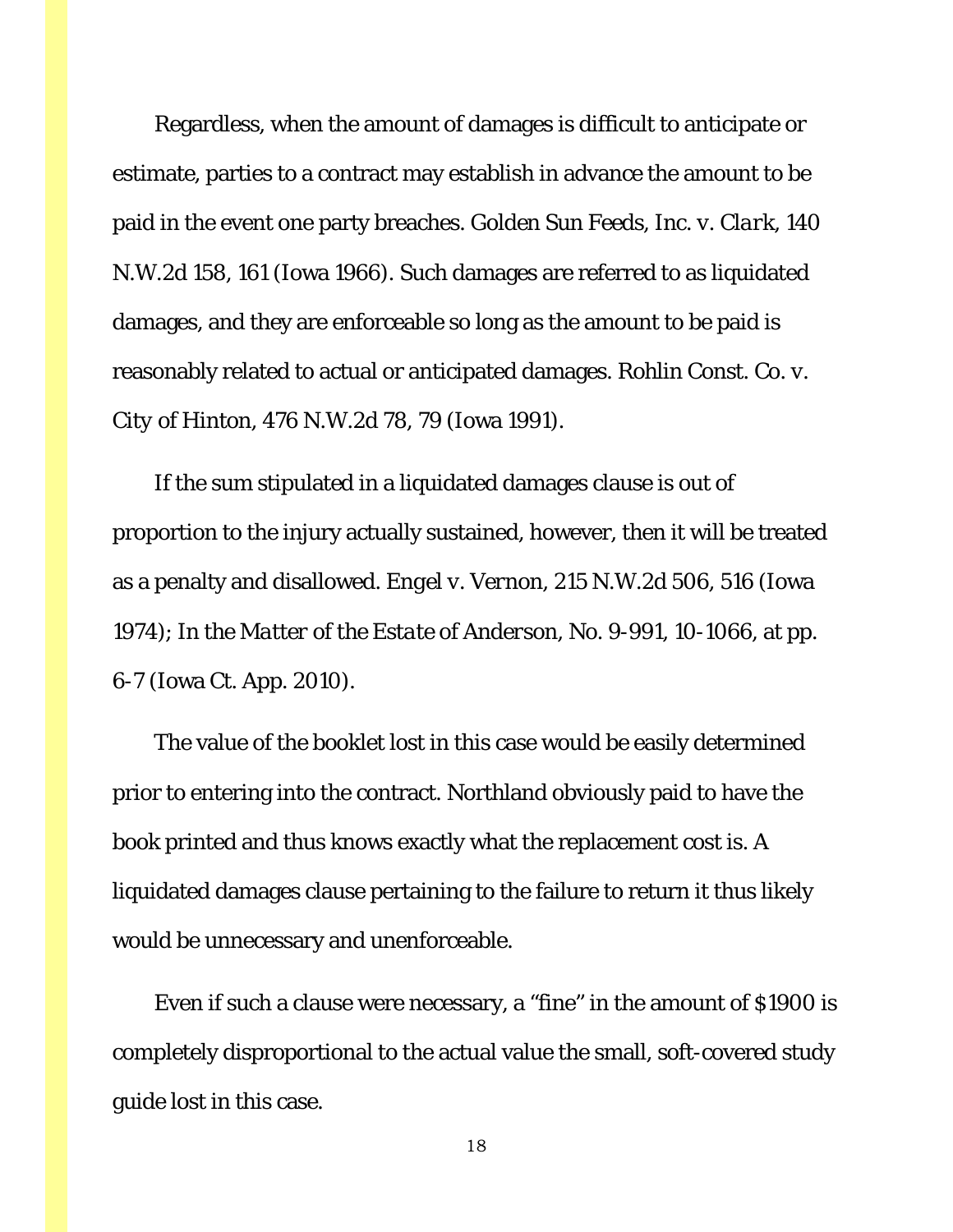Regardless, when the amount of damages is difficult to anticipate or estimate, parties to a contract may establish in advance the amount to be paid in the event one party breaches. Golden Sun Feeds, Inc. *v. Clark*, 140 N.W.2d 158, 161 (Iowa 1966). Such damages are referred to as liquidated damages, and they are enforceable so long as the amount to be paid is reasonably related to actual or anticipated damages. Rohlin Const. Co. v. City of Hinton, 476 N.W.2d 78, 79 (Iowa 1991).

If the sum stipulated in a liquidated damages clause is out of proportion to the injury actually sustained, however, then it will be treated as a penalty and disallowed. Engel v. Vernon, 215 N.W.2d 506, 516 (Iowa 1974); *In the Matter of the Estate of Anderson*, No. 9-991, 10-1066, at pp. 6-7 (Iowa Ct. App. 2010).

The value of the booklet lost in this case would be easily determined prior to entering into the contract. Northland obviously paid to have the book printed and thus knows exactly what the replacement cost is. A liquidated damages clause pertaining to the failure to return it thus likely would be unnecessary and unenforceable.

Even if such a clause were necessary, a "fine" in the amount of $1900 is completely disproportional to the actual value the small, soft-covered study guide lost in this case.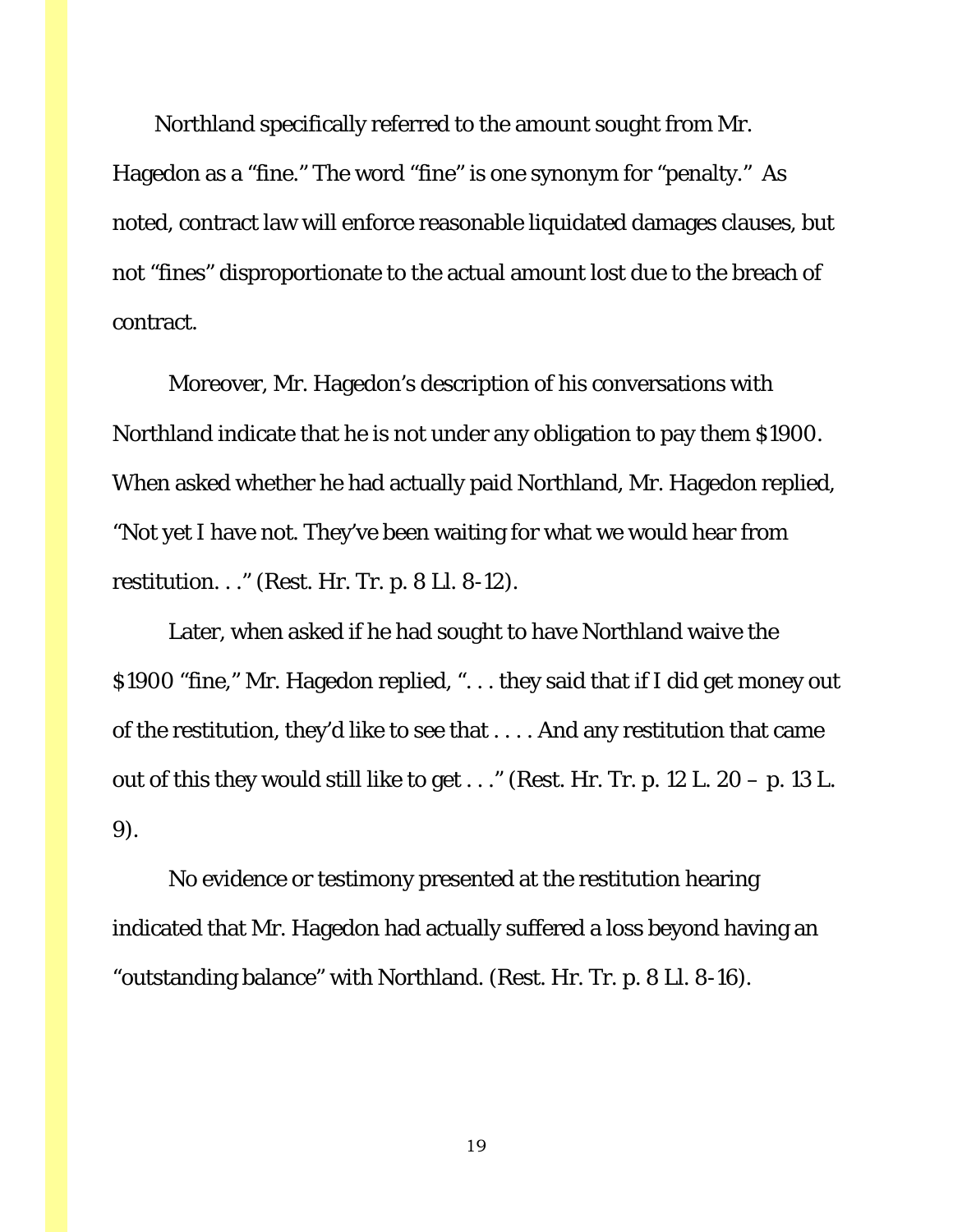Northland specifically referred to the amount sought from Mr. Hagedon as a "fine." The word "fine" is one synonym for "penalty." As noted, contract law will enforce reasonable liquidated damages clauses, but not "fines" disproportionate to the actual amount lost due to the breach of contract.

Moreover, Mr. Hagedon's description of his conversations with Northland indicate that he is not under any obligation to pay them $1900. When asked whether he had actually paid Northland, Mr. Hagedon replied, "Not yet I have not. They've been waiting for what we would hear from restitution. . ." (Rest. Hr. Tr. p. 8 Ll. 8-12).

Later, when asked if he had sought to have Northland waive the $1900 "fine," Mr. Hagedon replied, ". . . they said that if I did get money out of the restitution, they'd like to see that . . . . And any restitution that came out of this they would still like to get . . ." (Rest. Hr. Tr. p. 12 L. 20 – p. 13 L. 9).

No evidence or testimony presented at the restitution hearing indicated that Mr. Hagedon had actually suffered a loss beyond having an "outstanding balance" with Northland. (Rest. Hr. Tr. p. 8 Ll. 8-16).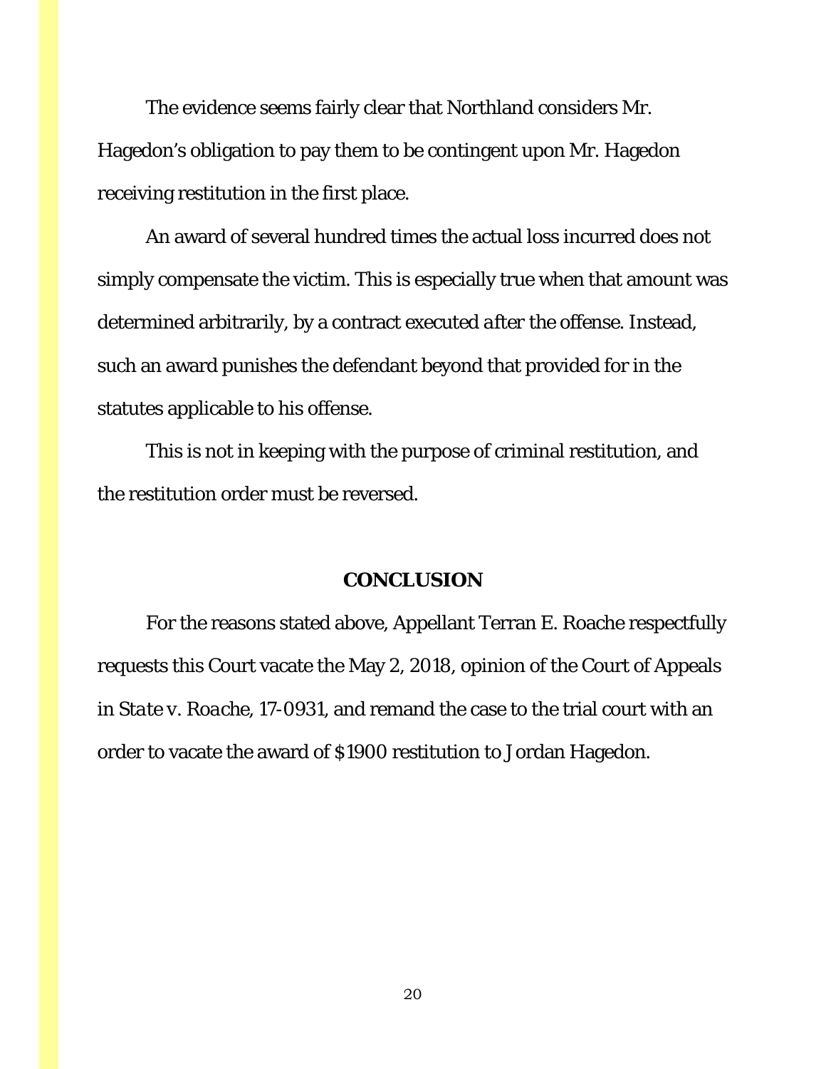The evidence seems fairly clear that Northland considers Mr. Hagedon's obligation to pay them to be contingent upon Mr. Hagedon receiving restitution in the first place.

An award of several hundred times the actual loss incurred does not simply compensate the victim. This is especially true when that amount was determined arbitrarily, by a contract executed *after* the offense. Instead, such an award punishes the defendant beyond that provided for in the statutes applicable to his offense.

This is not in keeping with the purpose of criminal restitution, and the restitution order must be reversed.

## CONCLUSION

For the reasons stated above, Appellant Terran E. Roache respectfully requests this Court vacate the May 2, 2018, opinion of the Court of Appeals in *State v. Roache*, 17-0931, and remand the case to the trial court with an order to vacate the award of $1900 restitution to Jordan Hagedon.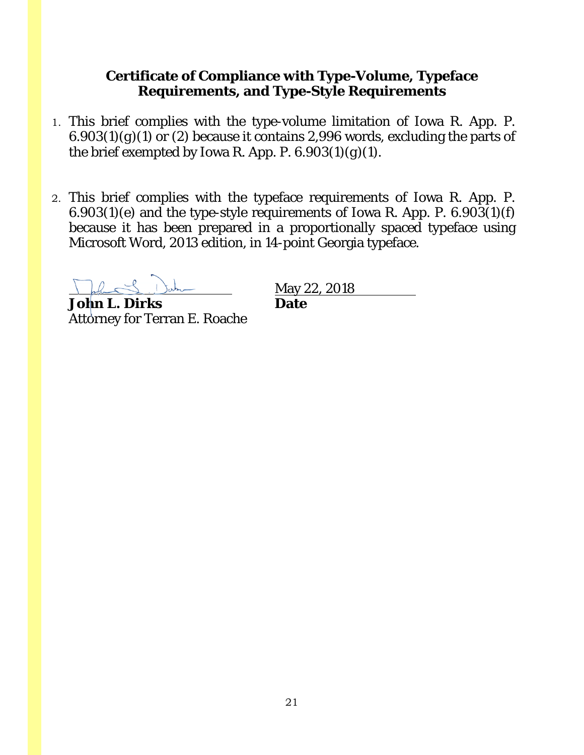## Certificate of Compliance with Type-Volume, Typeface Requirements, and Type-Style Requirements

1. This brief complies with the type-volume limitation of Iowa R. App. P. 6.903(1)(g)(1) or (2) because it contains 2,996 words, excluding the parts of the brief exempted by Iowa R. App. P. 6.903(1)(g)(1).

2. This brief complies with the typeface requirements of Iowa R. App. P. 6.903(1)(e) and the type-style requirements of Iowa R. App. P. 6.903(1)(f) because it has been prepared in a proportionally spaced typeface using Microsoft Word, 2013 edition, in 14-point Georgia typeface.

| | |
|---|---|
| ______________________ | May 22, 2018 |
| **John L. Dirks** | **Date** |
| Attorney for Terran E. Roache | |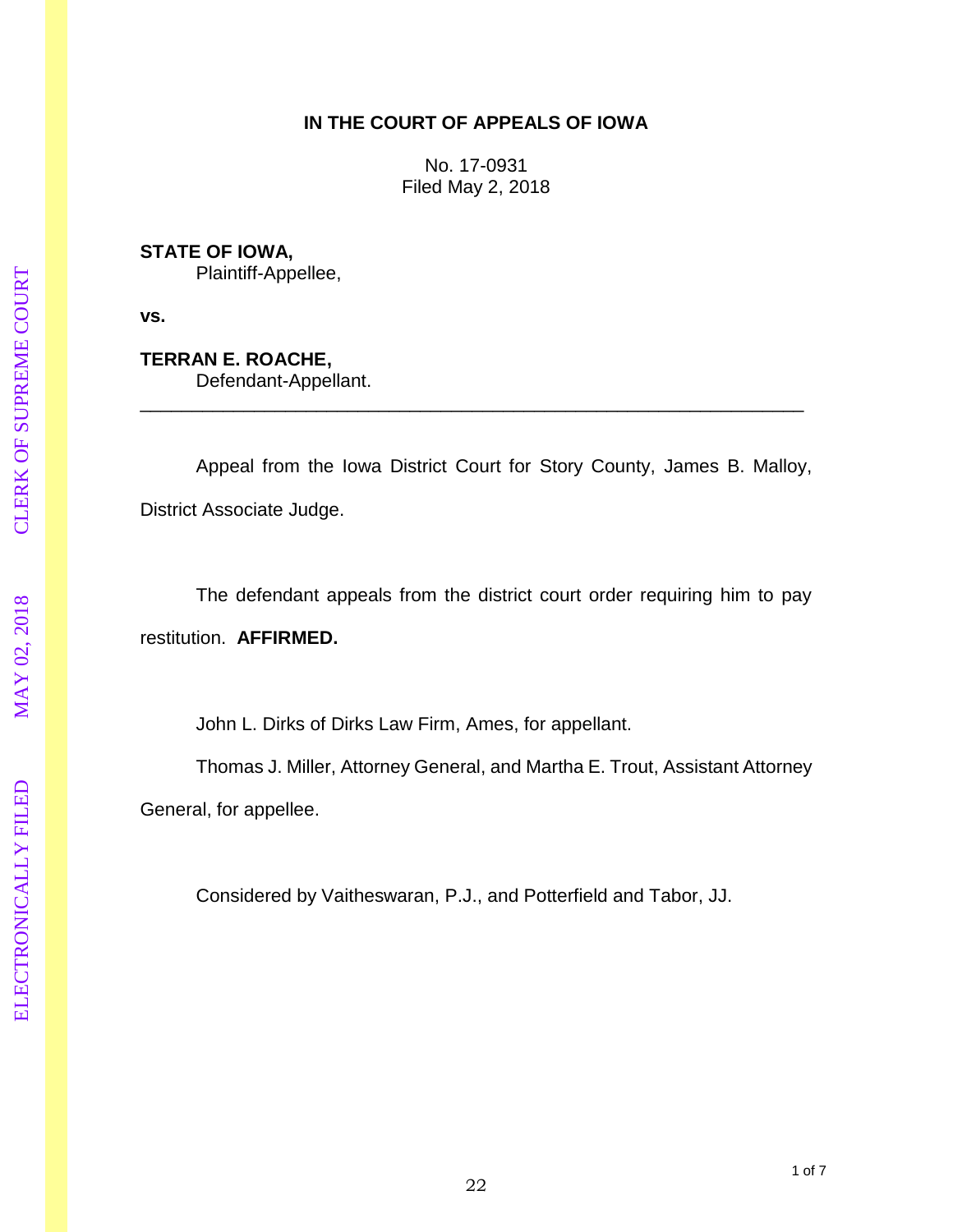**IN THE COURT OF APPEALS OF IOWA**

No. 17-0931
Filed May 2, 2018

**STATE OF IOWA,**
Plaintiff-Appellee,

**vs.**

**TERRAN E. ROACHE,**
Defendant-Appellant.

---

Appeal from the Iowa District Court for Story County, James B. Malloy, District Associate Judge.

The defendant appeals from the district court order requiring him to pay restitution. **AFFIRMED.**

John L. Dirks of Dirks Law Firm, Ames, for appellant.

Thomas J. Miller, Attorney General, and Martha E. Trout, Assistant Attorney General, for appellee.

Considered by Vaitheswaran, P.J., and Potterfield and Tabor, JJ.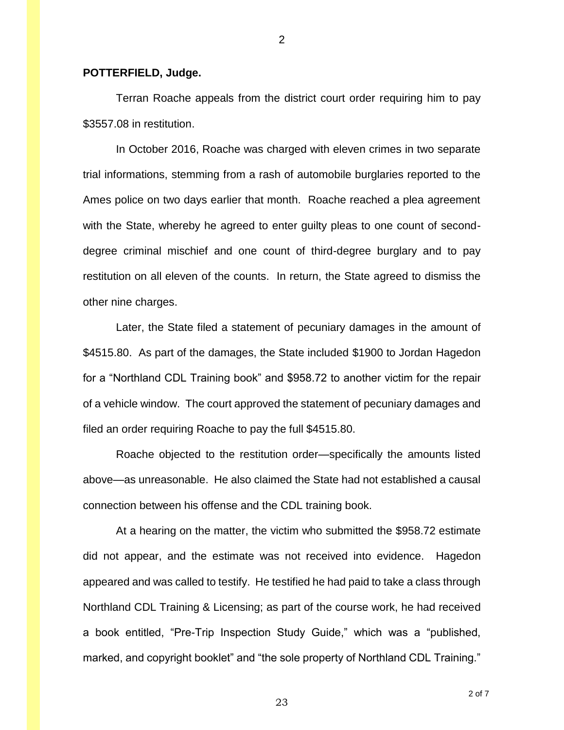**POTTERFIELD, Judge.**

Terran Roache appeals from the district court order requiring him to pay $3557.08 in restitution.

In October 2016, Roache was charged with eleven crimes in two separate trial informations, stemming from a rash of automobile burglaries reported to the Ames police on two days earlier that month. Roache reached a plea agreement with the State, whereby he agreed to enter guilty pleas to one count of second-degree criminal mischief and one count of third-degree burglary and to pay restitution on all eleven of the counts. In return, the State agreed to dismiss the other nine charges.

Later, the State filed a statement of pecuniary damages in the amount of $4515.80. As part of the damages, the State included $1900 to Jordan Hagedon for a "Northland CDL Training book" and $958.72 to another victim for the repair of a vehicle window. The court approved the statement of pecuniary damages and filed an order requiring Roache to pay the full $4515.80.

Roache objected to the restitution order—specifically the amounts listed above—as unreasonable. He also claimed the State had not established a causal connection between his offense and the CDL training book.

At a hearing on the matter, the victim who submitted the $958.72 estimate did not appear, and the estimate was not received into evidence. Hagedon appeared and was called to testify. He testified he had paid to take a class through Northland CDL Training & Licensing; as part of the course work, he had received a book entitled, "Pre-Trip Inspection Study Guide," which was a "published, marked, and copyright booklet" and "the sole property of Northland CDL Training."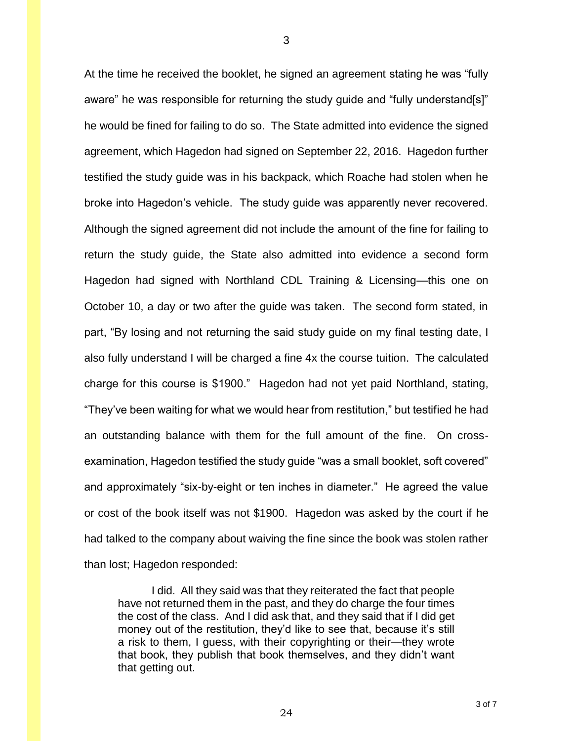At the time he received the booklet, he signed an agreement stating he was "fully aware" he was responsible for returning the study guide and "fully understand[s]" he would be fined for failing to do so. The State admitted into evidence the signed agreement, which Hagedon had signed on September 22, 2016. Hagedon further testified the study guide was in his backpack, which Roache had stolen when he broke into Hagedon's vehicle. The study guide was apparently never recovered. Although the signed agreement did not include the amount of the fine for failing to return the study guide, the State also admitted into evidence a second form Hagedon had signed with Northland CDL Training & Licensing—this one on October 10, a day or two after the guide was taken. The second form stated, in part, "By losing and not returning the said study guide on my final testing date, I also fully understand I will be charged a fine 4x the course tuition. The calculated charge for this course is $1900." Hagedon had not yet paid Northland, stating, "They've been waiting for what we would hear from restitution," but testified he had an outstanding balance with them for the full amount of the fine. On cross-examination, Hagedon testified the study guide "was a small booklet, soft covered" and approximately "six-by-eight or ten inches in diameter." He agreed the value or cost of the book itself was not $1900. Hagedon was asked by the court if he had talked to the company about waiving the fine since the book was stolen rather than lost; Hagedon responded:

> I did. All they said was that they reiterated the fact that people have not returned them in the past, and they do charge the four times the cost of the class. And I did ask that, and they said that if I did get money out of the restitution, they'd like to see that, because it's still a risk to them, I guess, with their copyrighting or their—they wrote that book, they publish that book themselves, and they didn't want that getting out.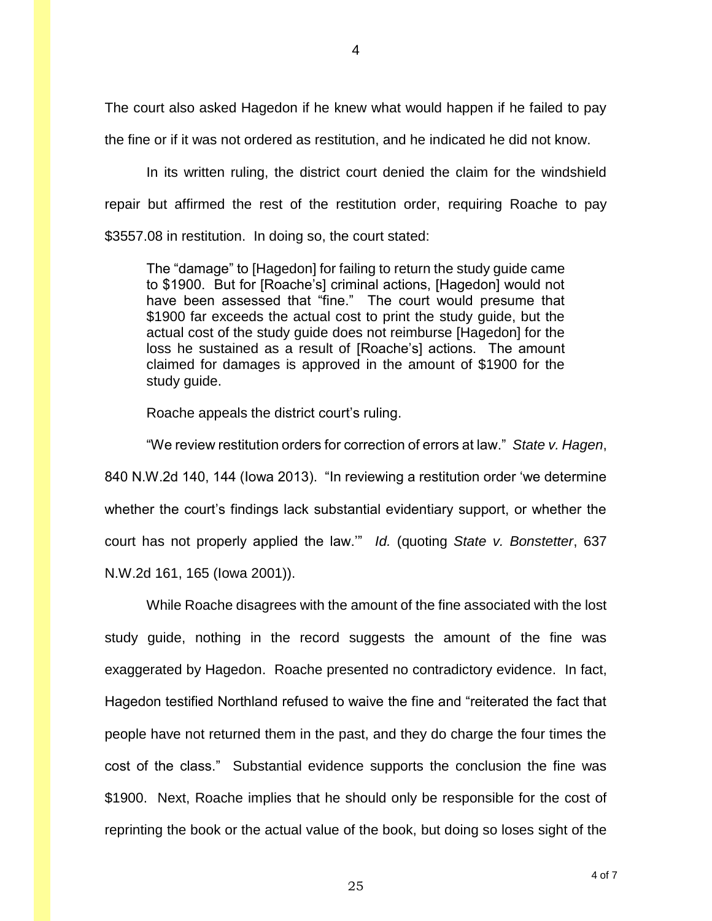The court also asked Hagedon if he knew what would happen if he failed to pay the fine or if it was not ordered as restitution, and he indicated he did not know.

In its written ruling, the district court denied the claim for the windshield repair but affirmed the rest of the restitution order, requiring Roache to pay $3557.08 in restitution. In doing so, the court stated:

> The "damage" to [Hagedon] for failing to return the study guide came to $1900. But for [Roache's] criminal actions, [Hagedon] would not have been assessed that "fine." The court would presume that $1900 far exceeds the actual cost to print the study guide, but the actual cost of the study guide does not reimburse [Hagedon] for the loss he sustained as a result of [Roache's] actions. The amount claimed for damages is approved in the amount of $1900 for the study guide.

Roache appeals the district court's ruling.

"We review restitution orders for correction of errors at law." *State v. Hagen*, 840 N.W.2d 140, 144 (Iowa 2013). "In reviewing a restitution order 'we determine whether the court's findings lack substantial evidentiary support, or whether the court has not properly applied the law.'" *Id.* (quoting *State v. Bonstetter*, 637 N.W.2d 161, 165 (Iowa 2001)).

While Roache disagrees with the amount of the fine associated with the lost study guide, nothing in the record suggests the amount of the fine was exaggerated by Hagedon. Roache presented no contradictory evidence. In fact, Hagedon testified Northland refused to waive the fine and "reiterated the fact that people have not returned them in the past, and they do charge the four times the cost of the class." Substantial evidence supports the conclusion the fine was $1900. Next, Roache implies that he should only be responsible for the cost of reprinting the book or the actual value of the book, but doing so loses sight of the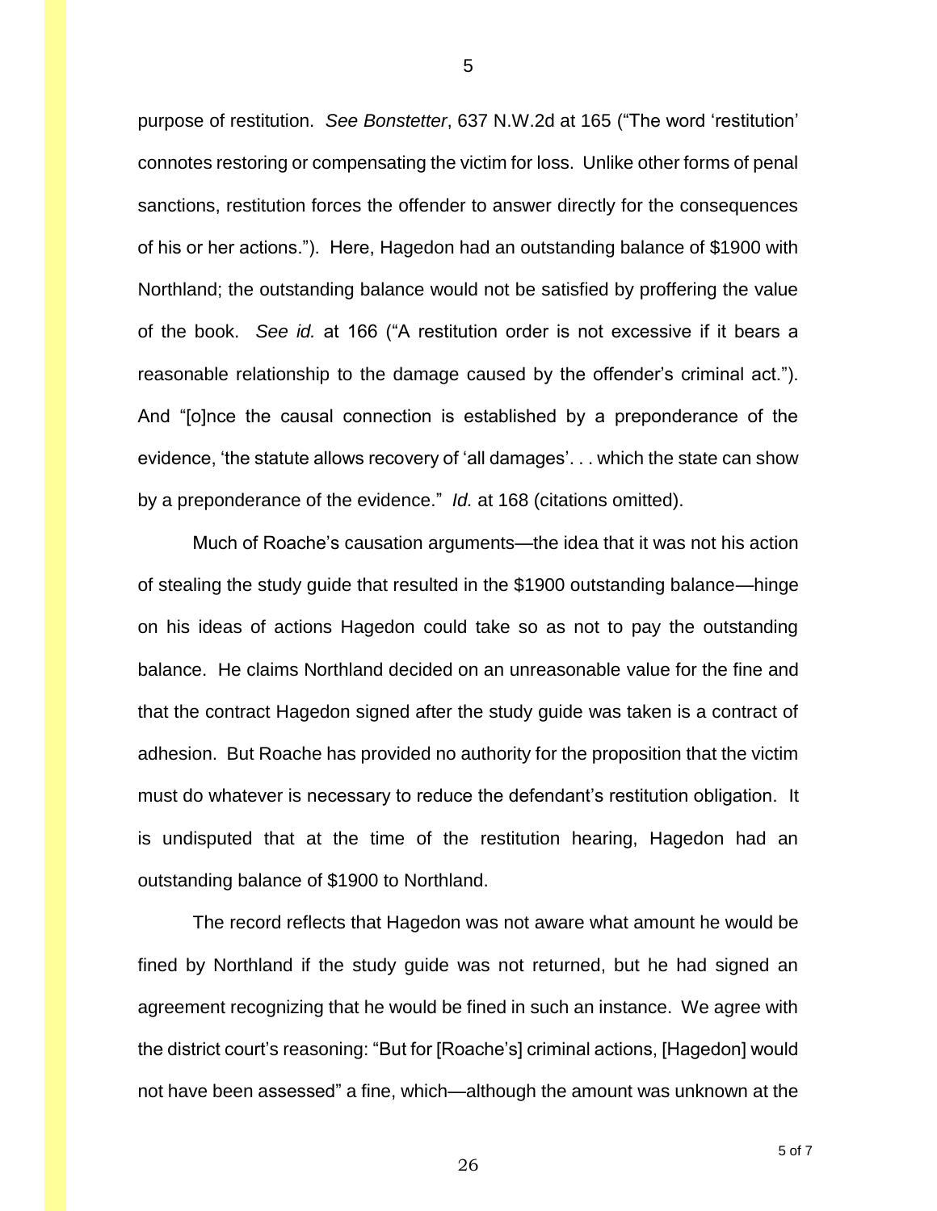purpose of restitution. *See Bonstetter*, 637 N.W.2d at 165 ("The word 'restitution' connotes restoring or compensating the victim for loss. Unlike other forms of penal sanctions, restitution forces the offender to answer directly for the consequences of his or her actions."). Here, Hagedon had an outstanding balance of $1900 with Northland; the outstanding balance would not be satisfied by proffering the value of the book. *See id.* at 166 ("A restitution order is not excessive if it bears a reasonable relationship to the damage caused by the offender's criminal act."). And "[o]nce the causal connection is established by a preponderance of the evidence, 'the statute allows recovery of 'all damages'. . . which the state can show by a preponderance of the evidence." *Id.* at 168 (citations omitted).

Much of Roache's causation arguments—the idea that it was not his action of stealing the study guide that resulted in the $1900 outstanding balance—hinge on his ideas of actions Hagedon could take so as not to pay the outstanding balance. He claims Northland decided on an unreasonable value for the fine and that the contract Hagedon signed after the study guide was taken is a contract of adhesion. But Roache has provided no authority for the proposition that the victim must do whatever is necessary to reduce the defendant's restitution obligation. It is undisputed that at the time of the restitution hearing, Hagedon had an outstanding balance of $1900 to Northland.

The record reflects that Hagedon was not aware what amount he would be fined by Northland if the study guide was not returned, but he had signed an agreement recognizing that he would be fined in such an instance. We agree with the district court's reasoning: "But for [Roache's] criminal actions, [Hagedon] would not have been assessed" a fine, which—although the amount was unknown at the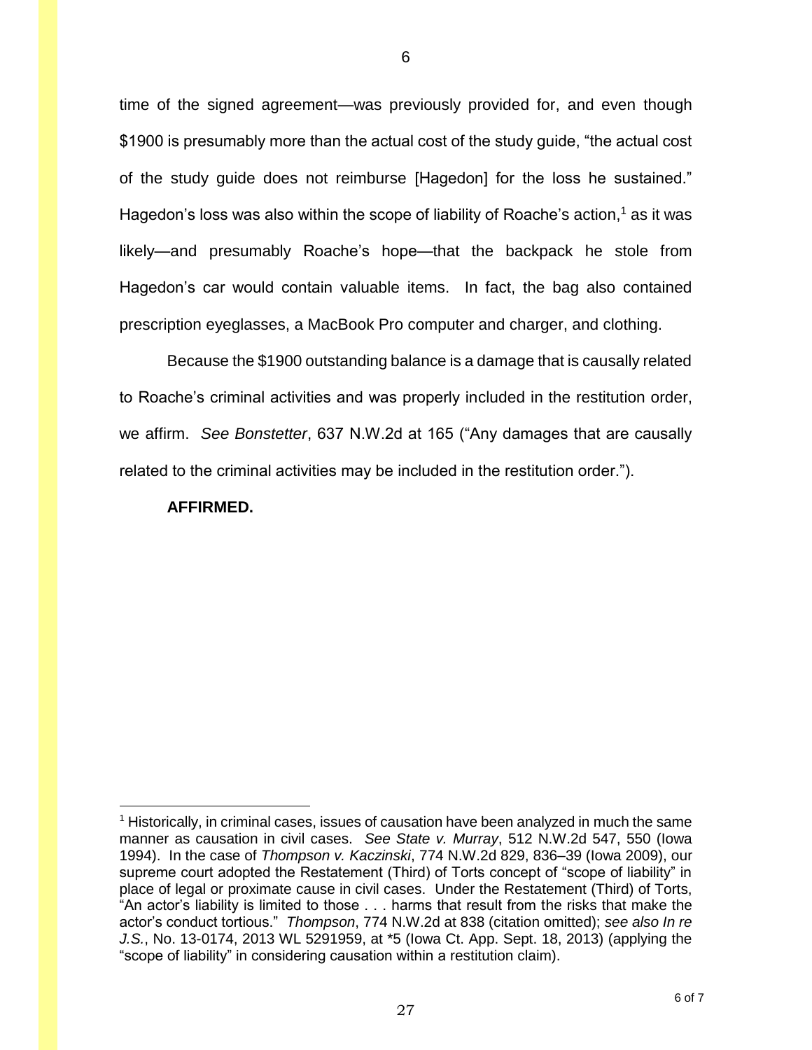time of the signed agreement—was previously provided for, and even though $1900 is presumably more than the actual cost of the study guide, "the actual cost of the study guide does not reimburse [Hagedon] for the loss he sustained." Hagedon's loss was also within the scope of liability of Roache's action,[1] as it was likely—and presumably Roache's hope—that the backpack he stole from Hagedon's car would contain valuable items. In fact, the bag also contained prescription eyeglasses, a MacBook Pro computer and charger, and clothing.

Because the $1900 outstanding balance is a damage that is causally related to Roache's criminal activities and was properly included in the restitution order, we affirm. *See Bonstetter*, 637 N.W.2d at 165 ("Any damages that are causally related to the criminal activities may be included in the restitution order.").

**AFFIRMED.**

---

[1] Historically, in criminal cases, issues of causation have been analyzed in much the same manner as causation in civil cases. *See State v. Murray*, 512 N.W.2d 547, 550 (Iowa 1994). In the case of *Thompson v. Kaczinski*, 774 N.W.2d 829, 836–39 (Iowa 2009), our supreme court adopted the Restatement (Third) of Torts concept of "scope of liability" in place of legal or proximate cause in civil cases. Under the Restatement (Third) of Torts, "An actor's liability is limited to those . . . harms that result from the risks that make the actor's conduct tortious." *Thompson*, 774 N.W.2d at 838 (citation omitted); *see also In re J.S.*, No. 13-0174, 2013 WL 5291959, at *5 (Iowa Ct. App. Sept. 18, 2013) (applying the "scope of liability" in considering causation within a restitution claim).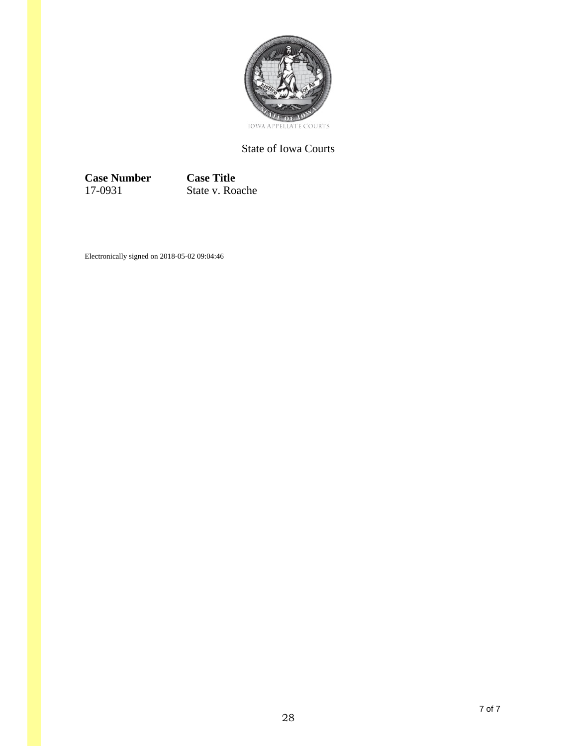IOWA APPELLATE COURTS

State of Iowa Courts

| **Case Number** | **Case Title** |
| --- | --- |
| 17-0931 | State v. Roache |

Electronically signed on 2018-05-02 09:04:46